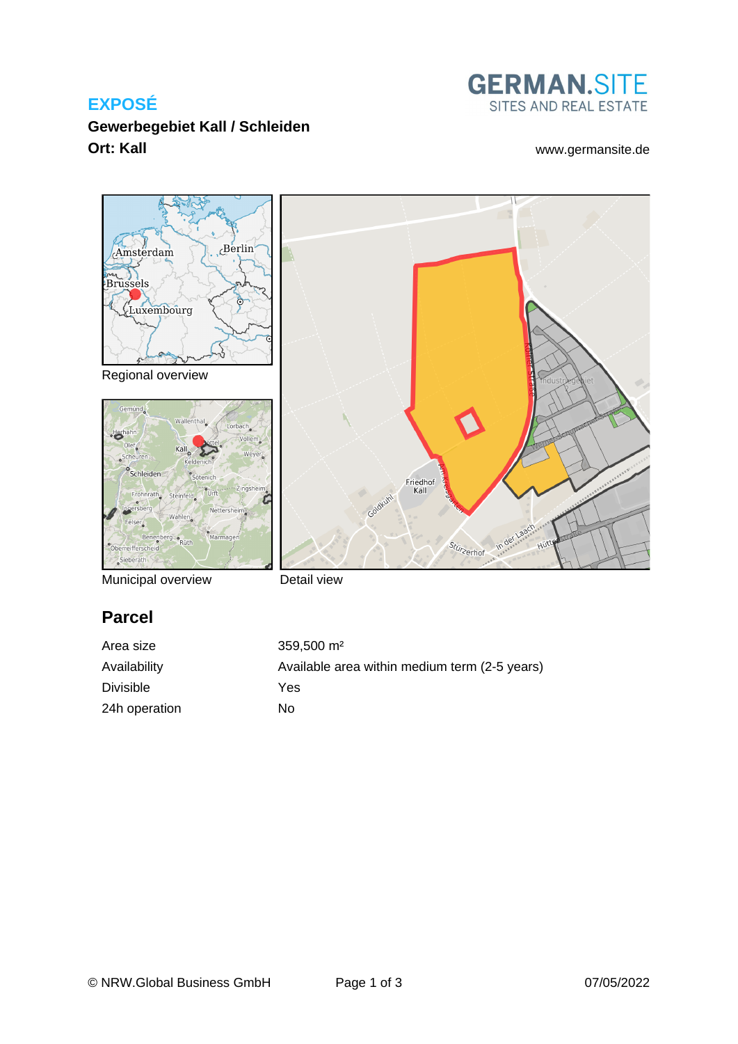# EXPOSÉ

**Gewerbegebiet Kall / Schleiden**

**Ort: Kall**

GERMAN.SITE
SITES AND REAL ESTATE

www.germansite.de

Regional overview

Municipal overview

Detail view

## Parcel

| | |
|---|---|
| Area size | 359,500 m² |
| Availability | Available area within medium term (2-5 years) |
| Divisible | Yes |
| 24h operation | No |

© NRW.Global Business GmbH

07/05/2022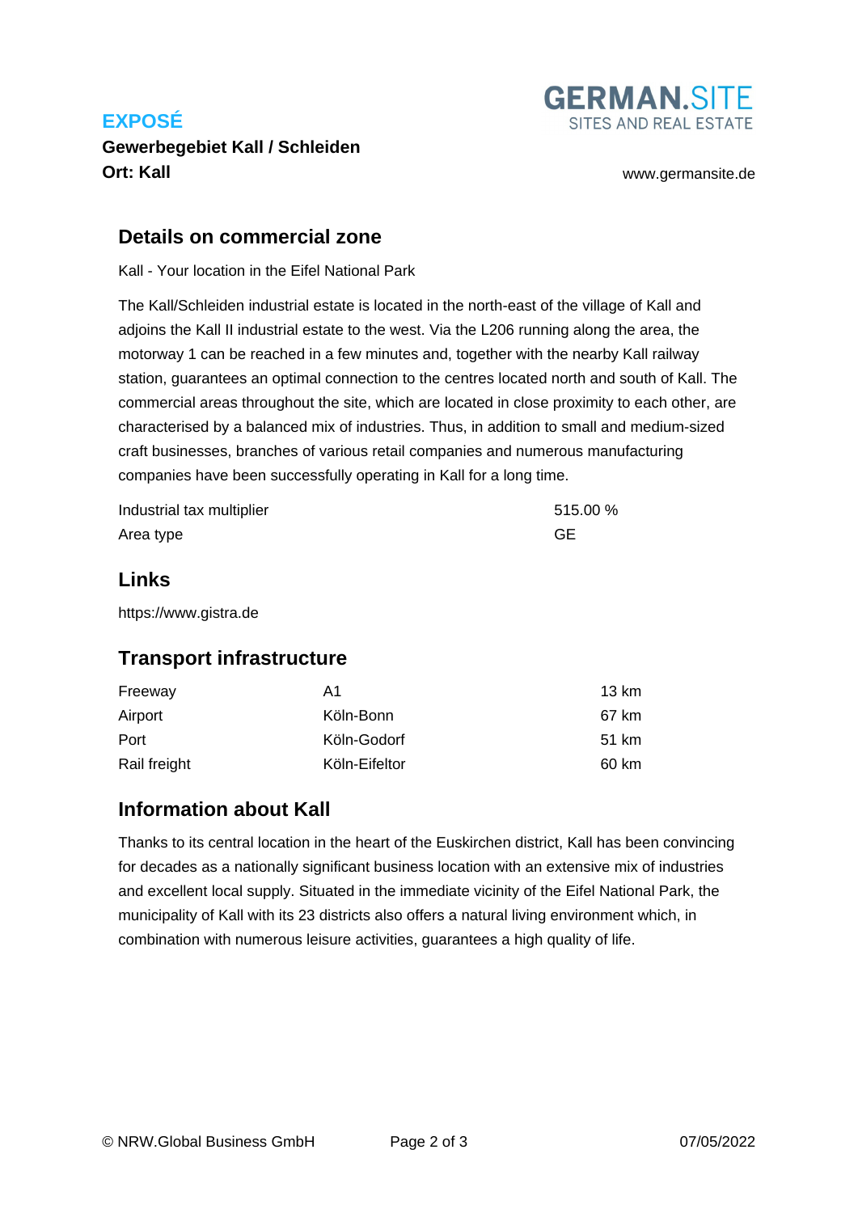**EXPOSÉ**

**Gewerbegebiet Kall / Schleiden**

**Ort: Kall**

GERMAN.SITE
SITES AND REAL ESTATE

www.germansite.de

## Details on commercial zone

Kall - Your location in the Eifel National Park

The Kall/Schleiden industrial estate is located in the north-east of the village of Kall and adjoins the Kall II industrial estate to the west. Via the L206 running along the area, the motorway 1 can be reached in a few minutes and, together with the nearby Kall railway station, guarantees an optimal connection to the centres located north and south of Kall. The commercial areas throughout the site, which are located in close proximity to each other, are characterised by a balanced mix of industries. Thus, in addition to small and medium-sized craft businesses, branches of various retail companies and numerous manufacturing companies have been successfully operating in Kall for a long time.

| | |
|---|---|
| Industrial tax multiplier | 515.00 % |
| Area type | GE |

## Links

https://www.gistra.de

## Transport infrastructure

| | | |
|---|---|---|
| Freeway | A1 | 13 km |
| Airport | Köln-Bonn | 67 km |
| Port | Köln-Godorf | 51 km |
| Rail freight | Köln-Eifeltor | 60 km |

## Information about Kall

Thanks to its central location in the heart of the Euskirchen district, Kall has been convincing for decades as a nationally significant business location with an extensive mix of industries and excellent local supply. Situated in the immediate vicinity of the Eifel National Park, the municipality of Kall with its 23 districts also offers a natural living environment which, in combination with numerous leisure activities, guarantees a high quality of life.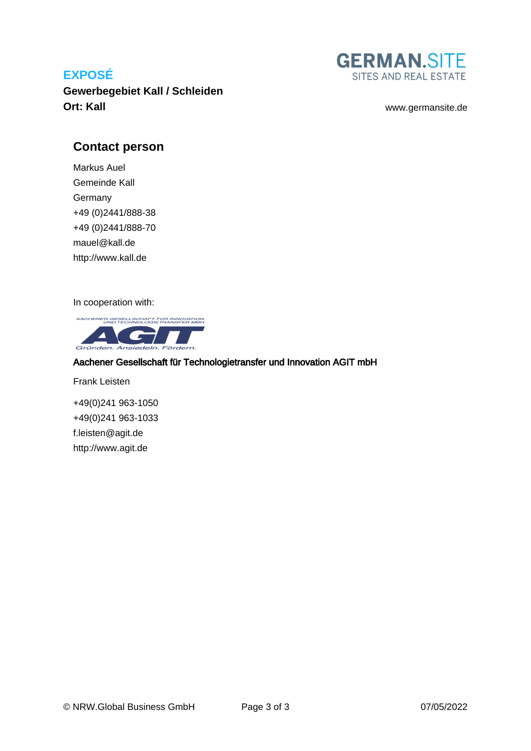# EXPOSÉ

**Gewerbegebiet Kall / Schleiden**
**Ort: Kall**

www.germansite.de

## Contact person

Markus Auel
Gemeinde Kall
Germany
+49 (0)2441/888-38
+49 (0)2441/888-70
mauel@kall.de
http://www.kall.de

In cooperation with:

**Aachener Gesellschaft für Technologietransfer und Innovation AGIT mbH**

Frank Leisten

+49(0)241 963-1050
+49(0)241 963-1033
f.leisten@agit.de
http://www.agit.de